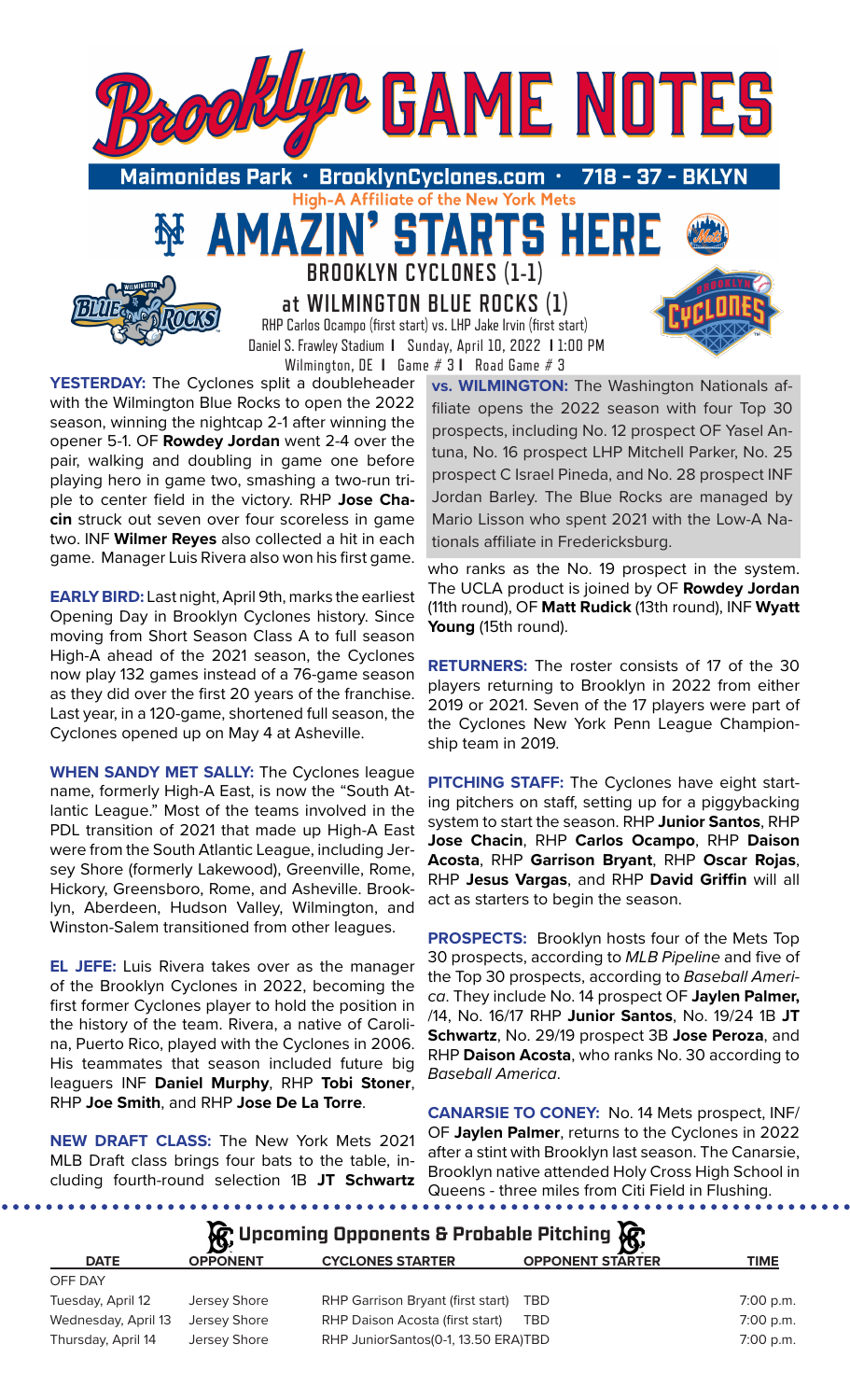# Brooklyn GAME NOTES

**Maimonides Park • BrooklynCyclones.com • 718 - 37 - BKLYN**

High-A Affiliate of the New York Mets

## AMAZIN' STARTS HERE

### BROOKLYN CYCLONES (1-1)

### at WILMINGTON BLUE ROCKS (1)

RHP Carlos Ocampo (first start) vs. LHP Jake Irvin (first start)
Daniel S. Frawley Stadium | Sunday, April 10, 2022 | 1:00 PM
Wilmington, DE | Game # 3 | Road Game # 3

**YESTERDAY:** The Cyclones split a doubleheader with the Wilmington Blue Rocks to open the 2022 season, winning the nightcap 2-1 after winning the opener 5-1. OF **Rowdey Jordan** went 2-4 over the pair, walking and doubling in game one before playing hero in game two, smashing a two-run triple to center field in the victory. RHP **Jose Chacin** struck out seven over four scoreless in game two. INF **Wilmer Reyes** also collected a hit in each game. Manager Luis Rivera also won his first game.

**EARLY BIRD:** Last night, April 9th, marks the earliest Opening Day in Brooklyn Cyclones history. Since moving from Short Season Class A to full season High-A ahead of the 2021 season, the Cyclones now play 132 games instead of a 76-game season as they did over the first 20 years of the franchise. Last year, in a 120-game, shortened full season, the Cyclones opened up on May 4 at Asheville.

**WHEN SANDY MET SALLY:** The Cyclones league name, formerly High-A East, is now the "South Atlantic League." Most of the teams involved in the PDL transition of 2021 that made up High-A East were from the South Atlantic League, including Jersey Shore (formerly Lakewood), Greenville, Rome, Hickory, Greensboro, Rome, and Asheville. Brooklyn, Aberdeen, Hudson Valley, Wilmington, and Winston-Salem transitioned from other leagues.

**EL JEFE:** Luis Rivera takes over as the manager of the Brooklyn Cyclones in 2022, becoming the first former Cyclones player to hold the position in the history of the team. Rivera, a native of Carolina, Puerto Rico, played with the Cyclones in 2006. His teammates that season included future big leaguers INF **Daniel Murphy**, RHP **Tobi Stoner**, RHP **Joe Smith**, and RHP **Jose De La Torre**.

**NEW DRAFT CLASS:** The New York Mets 2021 MLB Draft class brings four bats to the table, including fourth-round selection 1B **JT Schwartz** who ranks as the No. 19 prospect in the system. The UCLA product is joined by OF **Rowdey Jordan** (11th round), OF **Matt Rudick** (13th round), INF **Wyatt Young** (15th round).

**vs. WILMINGTON:** The Washington Nationals affiliate opens the 2022 season with four Top 30 prospects, including No. 12 prospect OF Yasel Antuna, No. 16 prospect LHP Mitchell Parker, No. 25 prospect C Israel Pineda, and No. 28 prospect INF Jordan Barley. The Blue Rocks are managed by Mario Lisson who spent 2021 with the Low-A Nationals affiliate in Fredericksburg.

**RETURNERS:** The roster consists of 17 of the 30 players returning to Brooklyn in 2022 from either 2019 or 2021. Seven of the 17 players were part of the Cyclones New York Penn League Championship team in 2019.

**PITCHING STAFF:** The Cyclones have eight starting pitchers on staff, setting up for a piggybacking system to start the season. RHP **Junior Santos**, RHP **Jose Chacin**, RHP **Carlos Ocampo**, RHP **Daison Acosta**, RHP **Garrison Bryant**, RHP **Oscar Rojas**, RHP **Jesus Vargas**, and RHP **David Griffin** will all act as starters to begin the season.

**PROSPECTS:** Brooklyn hosts four of the Mets Top 30 prospects, according to *MLB Pipeline* and five of the Top 30 prospects, according to *Baseball America*. They include No. 14 prospect OF **Jaylen Palmer**, /14, No. 16/17 RHP **Junior Santos**, No. 19/24 1B **JT Schwartz**, No. 29/19 prospect 3B **Jose Peroza**, and RHP **Daison Acosta**, who ranks No. 30 according to *Baseball America*.

**CANARSIE TO CONEY:** No. 14 Mets prospect, INF/OF **Jaylen Palmer**, returns to the Cyclones in 2022 after a stint with Brooklyn last season. The Canarsie, Brooklyn native attended Holy Cross High School in Queens - three miles from Citi Field in Flushing.

## Upcoming Opponents & Probable Pitching

| DATE | OPPONENT | CYCLONES STARTER | OPPONENT STARTER | TIME |
|---|---|---|---|---|
| OFF DAY | | | | |
| Tuesday, April 12 | Jersey Shore | RHP Garrison Bryant (first start) | TBD | 7:00 p.m. |
| Wednesday, April 13 | Jersey Shore | RHP Daison Acosta (first start) | TBD | 7:00 p.m. |
| Thursday, April 14 | Jersey Shore | RHP JuniorSantos(0-1, 13.50 ERA) | TBD | 7:00 p.m. |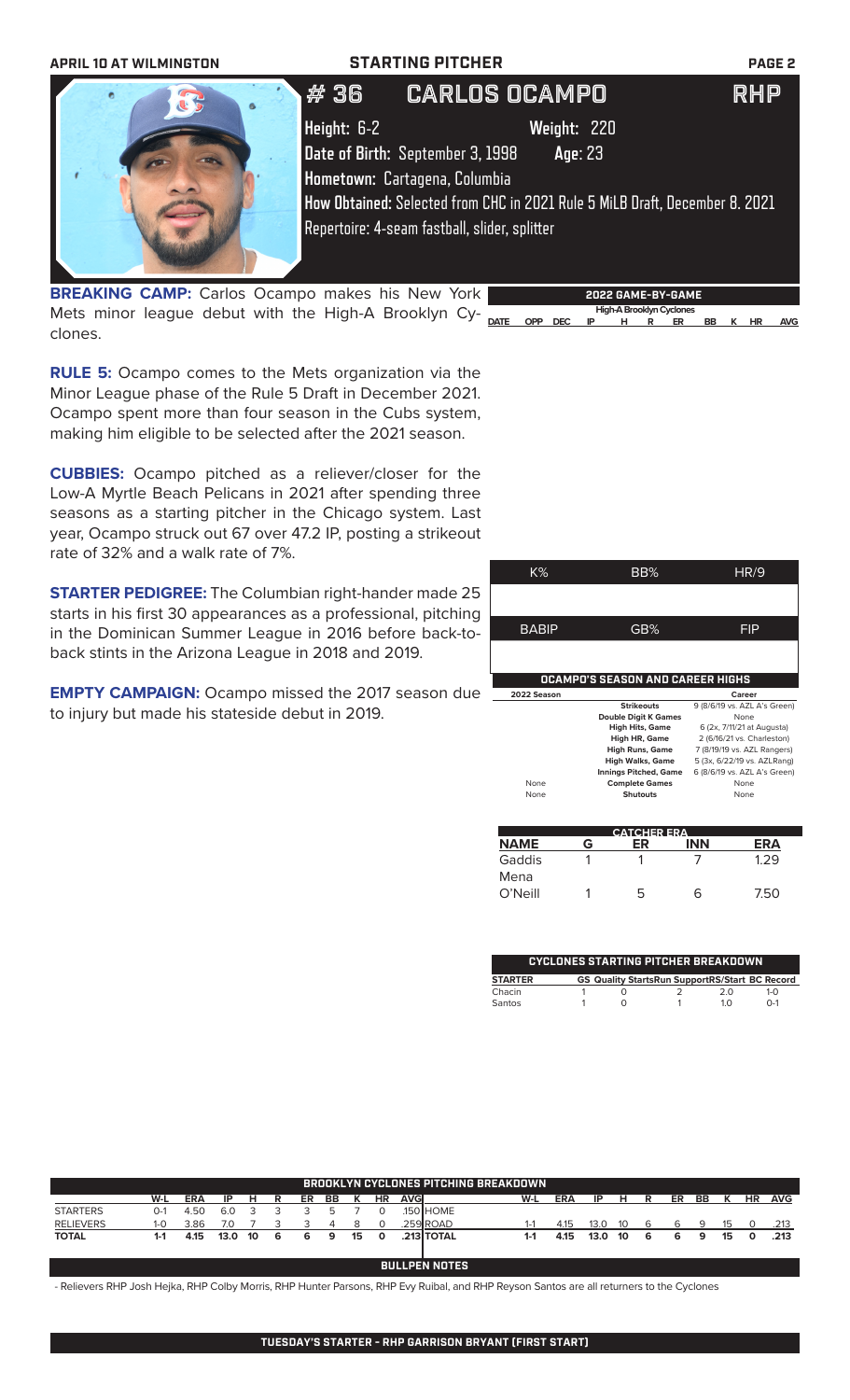# STARTING PITCHER

## # 36 CARLOS OCAMPO RHP

**Height:** 6-2 **Weight:** 220
**Date of Birth:** September 3, 1998 **Age:** 23
**Hometown:** Cartagena, Columbia
**How Obtained:** Selected from CHC in 2021 Rule 5 MiLB Draft, December 8. 2021
Repertoire: 4-seam fastball, slider, splitter

**BREAKING CAMP:** Carlos Ocampo makes his New York Mets minor league debut with the High-A Brooklyn Cyclones.

**RULE 5:** Ocampo comes to the Mets organization via the Minor League phase of the Rule 5 Draft in December 2021. Ocampo spent more than four season in the Cubs system, making him eligible to be selected after the 2021 season.

**CUBBIES:** Ocampo pitched as a reliever/closer for the Low-A Myrtle Beach Pelicans in 2021 after spending three seasons as a starting pitcher in the Chicago system. Last year, Ocampo struck out 67 over 47.2 IP, posting a strikeout rate of 32% and a walk rate of 7%.

**STARTER PEDIGREE:** The Columbian right-hander made 25 starts in his first 30 appearances as a professional, pitching in the Dominican Summer League in 2016 before back-to-back stints in the Arizona League in 2018 and 2019.

**EMPTY CAMPAIGN:** Ocampo missed the 2017 season due to injury but made his stateside debut in 2019.

### 2022 GAME-BY-GAME

High-A Brooklyn Cyclones

| DATE | OPP | DEC | IP | H | R | ER | BB | K | HR | AVG |
|---|---|---|---|---|---|---|---|---|---|---|

| K% | BB% | HR/9 |
|---|---|---|
| | | |
| **BABIP** | **GB%** | **FIP** |
| | | |

### OCAMPO'S SEASON AND CAREER HIGHS

| 2022 Season | | Career |
|---|---|---|
| | Strikeouts | 9 (8/6/19 vs. AZL A's Green) |
| | Double Digit K Games | None |
| | High Hits, Game | 6 (2x, 7/11/21 at Augusta) |
| | High HR, Game | 2 (6/16/21 vs. Charleston) |
| | High Runs, Game | 7 (8/19/19 vs. AZL Rangers) |
| | High Walks, Game | 5 (3x, 6/22/19 vs. AZLRang) |
| | Innings Pitched, Game | 6 (8/6/19 vs. AZL A's Green) |
| None | Complete Games | None |
| None | Shutouts | None |

### CATCHER ERA

| NAME | G | ER | INN | ERA |
|---|---|---|---|---|
| Gaddis | 1 | 1 | 7 | 1.29 |
| Mena | | | | |
| O'Neill | 1 | 5 | 6 | 7.50 |

### CYCLONES STARTING PITCHER BREAKDOWN

| STARTER | GS | Quality Starts | Run Support | RS/Start | BC Record |
|---|---|---|---|---|---|
| Chacin | 1 | 0 | 2 | 2.0 | 1-0 |
| Santos | 1 | 0 | 1 | 1.0 | 0-1 |

### BROOKLYN CYCLONES PITCHING BREAKDOWN

| | W-L | ERA | IP | H | R | ER | BB | K | HR | AVG | | W-L | ERA | IP | H | R | ER | BB | K | HR | AVG |
|---|---|---|---|---|---|---|---|---|---|---|---|---|---|---|---|---|---|---|---|---|---|
| STARTERS | 0-1 | 4.50 | 6.0 | 3 | 3 | 3 | 5 | 7 | 0 | .150 | HOME | | | | | | | | | | |
| RELIEVERS | 1-0 | 3.86 | 7.0 | 7 | 3 | 3 | 4 | 8 | 0 | .259 | ROAD | 1-1 | 4.15 | 13.0 | 10 | 6 | 6 | 9 | 15 | 0 | .213 |
| **TOTAL** | **1-1** | **4.15** | **13.0** | **10** | **6** | **6** | **9** | **15** | **0** | **.213** | **TOTAL** | **1-1** | **4.15** | **13.0** | **10** | **6** | **6** | **9** | **15** | **0** | **.213** |

### BULLPEN NOTES

- Relievers RHP Josh Hejka, RHP Colby Morris, RHP Hunter Parsons, RHP Evy Ruibal, and RHP Reyson Santos are all returners to the Cyclones

**TUESDAY'S STARTER - RHP GARRISON BRYANT (FIRST START)**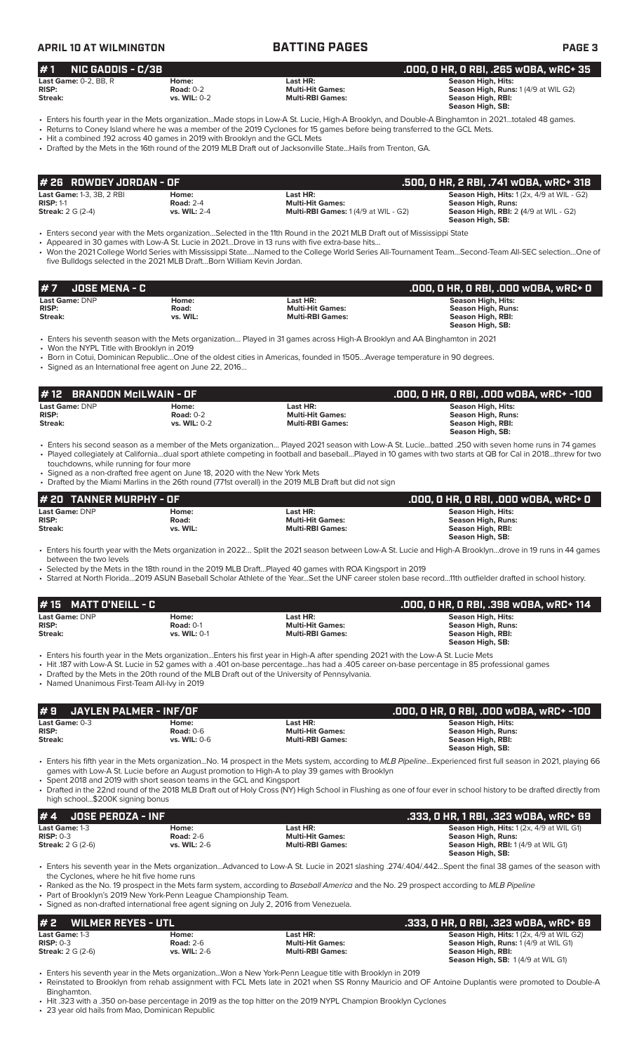## # 1 NIC GADDIS - C/3B — .000, 0 HR, 0 RBI, .265 wOBA, wRC+ 35

| | | | |
|---|---|---|---|
| **Last Game:** 0-2, BB, R | **Home:** | **Last HR:** | **Season High, Hits:** |
| **RISP:** | **Road:** 0-2 | **Multi-Hit Games:** | **Season High, Runs:** 1 (4/9 at WIL G2) |
| **Streak:** | **vs. WIL:** 0-2 | **Multi-RBI Games:** | **Season High, RBI:** |
| | | | **Season High, SB:** |

- Enters his fourth year in the Mets organization...Made stops in Low-A St. Lucie, High-A Brooklyn, and Double-A Binghamton in 2021...totaled 48 games.
- Returns to Coney Island where he was a member of the 2019 Cyclones for 15 games before being transferred to the GCL Mets.
- Hit a combined .192 across 40 games in 2019 with Brooklyn and the GCL Mets
- Drafted by the Mets in the 16th round of the 2019 MLB Draft out of Jacksonville State...Hails from Trenton, GA.

## # 26 ROWDEY JORDAN - OF — .500, 0 HR, 2 RBI, .741 wOBA, wRC+ 318

| | | | |
|---|---|---|---|
| **Last Game:** 1-3, 3B, 2 RBI | **Home:** | **Last HR:** | **Season High, Hits:** 1 (2x, 4/9 at WIL - G2) |
| **RISP:** 1-1 | **Road:** 2-4 | **Multi-Hit Games:** | **Season High, Runs:** |
| **Streak:** 2 G (2-4) | **vs. WIL:** 2-4 | **Multi-RBI Games:** 1 (4/9 at WIL - G2) | **Season High, RBI:** 2 (4/9 at WIL - G2) |
| | | | **Season High, SB:** |

- Enters second year with the Mets organization...Selected in the 11th Round in the 2021 MLB Draft out of Mississippi State
- Appeared in 30 games with Low-A St. Lucie in 2021...Drove in 13 runs with five extra-base hits...
- Won the 2021 College World Series with Mississippi State....Named to the College World Series All-Tournament Team...Second-Team All-SEC selection...One of five Bulldogs selected in the 2021 MLB Draft...Born William Kevin Jordan.

## # 7 JOSE MENA - C — .000, 0 HR, 0 RBI, .000 wOBA, wRC+ 0

| | | | |
|---|---|---|---|
| **Last Game:** DNP | **Home:** | **Last HR:** | **Season High, Hits:** |
| **RISP:** | **Road:** | **Multi-Hit Games:** | **Season High, Runs:** |
| **Streak:** | **vs. WIL:** | **Multi-RBI Games:** | **Season High, RBI:** |
| | | | **Season High, SB:** |

- Enters his seventh season with the Mets organization... Played in 31 games across High-A Brooklyn and AA Binghamton in 2021
- Won the NYPL Title with Brooklyn in 2019
- Born in Cotui, Dominican Republic...One of the oldest cities in Americas, founded in 1505...Average temperature in 90 degrees.
- Signed as an International free agent on June 22, 2016...

## # 12 BRANDON McILWAIN - OF — .000, 0 HR, 0 RBI, .000 wOBA, wRC+ -100

| | | | |
|---|---|---|---|
| **Last Game:** DNP | **Home:** | **Last HR:** | **Season High, Hits:** |
| **RISP:** | **Road:** 0-2 | **Multi-Hit Games:** | **Season High, Runs:** |
| **Streak:** | **vs. WIL:** 0-2 | **Multi-RBI Games:** | **Season High, RBI:** |
| | | | **Season High, SB:** |

- Enters his second season as a member of the Mets organization... Played 2021 season with Low-A St. Lucie...batted .250 with seven home runs in 74 games
- Played collegiately at California...dual sport athlete competing in football and baseball...Played in 10 games with two starts at QB for Cal in 2018...threw for two touchdowns, while running for four more
- Signed as a non-drafted free agent on June 18, 2020 with the New York Mets
- Drafted by the Miami Marlins in the 26th round (771st overall) in the 2019 MLB Draft but did not sign

## # 20 TANNER MURPHY - OF — .000, 0 HR, 0 RBI, .000 wOBA, wRC+ 0

| | | | |
|---|---|---|---|
| **Last Game:** DNP | **Home:** | **Last HR:** | **Season High, Hits:** |
| **RISP:** | **Road:** | **Multi-Hit Games:** | **Season High, Runs:** |
| **Streak:** | **vs. WIL:** | **Multi-RBI Games:** | **Season High, RBI:** |
| | | | **Season High, SB:** |

- Enters his fourth year with the Mets organization in 2022... Split the 2021 season between Low-A St. Lucie and High-A Brooklyn...drove in 19 runs in 44 games between the two levels
- Selected by the Mets in the 18th round in the 2019 MLB Draft...Played 40 games with ROA Kingsport in 2019
- Starred at North Florida...2019 ASUN Baseball Scholar Athlete of the Year...Set the UNF career stolen base record...11th outfielder drafted in school history.

## # 15 MATT O'NEILL - C — .000, 0 HR, 0 RBI, .398 wOBA, wRC+ 114

| | | | |
|---|---|---|---|
| **Last Game:** DNP | **Home:** | **Last HR:** | **Season High, Hits:** |
| **RISP:** | **Road:** 0-1 | **Multi-Hit Games:** | **Season High, Runs:** |
| **Streak:** | **vs. WIL:** 0-1 | **Multi-RBI Games:** | **Season High, RBI:** |
| | | | **Season High, SB:** |

- Enters his fourth year in the Mets organization...Enters his first year in High-A after spending 2021 with the Low-A St. Lucie Mets
- Hit .187 with Low-A St. Lucie in 52 games with a .401 on-base percentage...has had a .405 career on-base percentage in 85 professional games
- Drafted by the Mets in the 20th round of the MLB Draft out of the University of Pennsylvania.
- Named Unanimous First-Team All-Ivy in 2019

## # 9 JAYLEN PALMER - INF/OF — .000, 0 HR, 0 RBI, .000 wOBA, wRC+ -100

| | | | |
|---|---|---|---|
| **Last Game:** 0-3 | **Home:** | **Last HR:** | **Season High, Hits:** |
| **RISP:** | **Road:** 0-6 | **Multi-Hit Games:** | **Season High, Runs:** |
| **Streak:** | **vs. WIL:** 0-6 | **Multi-RBI Games:** | **Season High, RBI:** |
| | | | **Season High, SB:** |

- Enters his fifth year in the Mets organization...No. 14 prospect in the Mets system, according to *MLB Pipeline*...Experienced first full season in 2021, playing 66 games with Low-A St. Lucie before an August promotion to High-A to play 39 games with Brooklyn
- Spent 2018 and 2019 with short season teams in the GCL and Kingsport
- Drafted in the 22nd round of the 2018 MLB Draft of Holy Cross (NY) High School in Flushing as one of four ever in school history to be drafted directly from high school...$200K signing bonus

## # 4 JOSE PEROZA - INF — .333, 0 HR, 1 RBI, .323 wOBA, wRC+ 69

| | | | |
|---|---|---|---|
| **Last Game:** 1-3 | **Home:** | **Last HR:** | **Season High, Hits:** 1 (2x, 4/9 at WIL G1) |
| **RISP:** 0-3 | **Road:** 2-6 | **Multi-Hit Games:** | **Season High, Runs:** |
| **Streak:** 2 G (2-6) | **vs. WIL:** 2-6 | **Multi-RBI Games:** | **Season High, RBI:** 1 (4/9 at WIL G1) |
| | | | **Season High, SB:** |

- Enters his seventh year in the Mets organization...Advanced to Low-A St. Lucie in 2021 slashing .274/.404/.442...Spent the final 38 games of the season with the Cyclones, where he hit five home runs
- Ranked as the No. 19 prospect in the Mets farm system, according to *Baseball America* and the No. 29 prospect according to *MLB Pipeline*
- Part of Brooklyn's 2019 New York-Penn League Championship Team.
- Signed as non-drafted international free agent signing on July 2, 2016 from Venezuela.

## # 2 WILMER REYES - UTL — .333, 0 HR, 0 RBI, .323 wOBA, wRC+ 69

| | | | |
|---|---|---|---|
| **Last Game:** 1-3 | **Home:** | **Last HR:** | **Season High, Hits:** 1 (2x, 4/9 at WIL G2) |
| **RISP:** 0-3 | **Road:** 2-6 | **Multi-Hit Games:** | **Season High, Runs:** 1 (4/9 at WIL G1) |
| **Streak:** 2 G (2-6) | **vs. WIL:** 2-6 | **Multi-RBI Games:** | **Season High, RBI:** |
| | | | **Season High, SB:** 1 (4/9 at WIL G1) |

- Enters his seventh year in the Mets organization...Won a New York-Penn League title with Brooklyn in 2019
- Reinstated to Brooklyn from rehab assignment with FCL Mets late in 2021 when SS Ronny Mauricio and OF Antoine Duplantis were promoted to Double-A Binghamton.
- Hit .323 with a .350 on-base percentage in 2019 as the top hitter on the 2019 NYPL Champion Brooklyn Cyclones
- 23 year old hails from Mao, Dominican Republic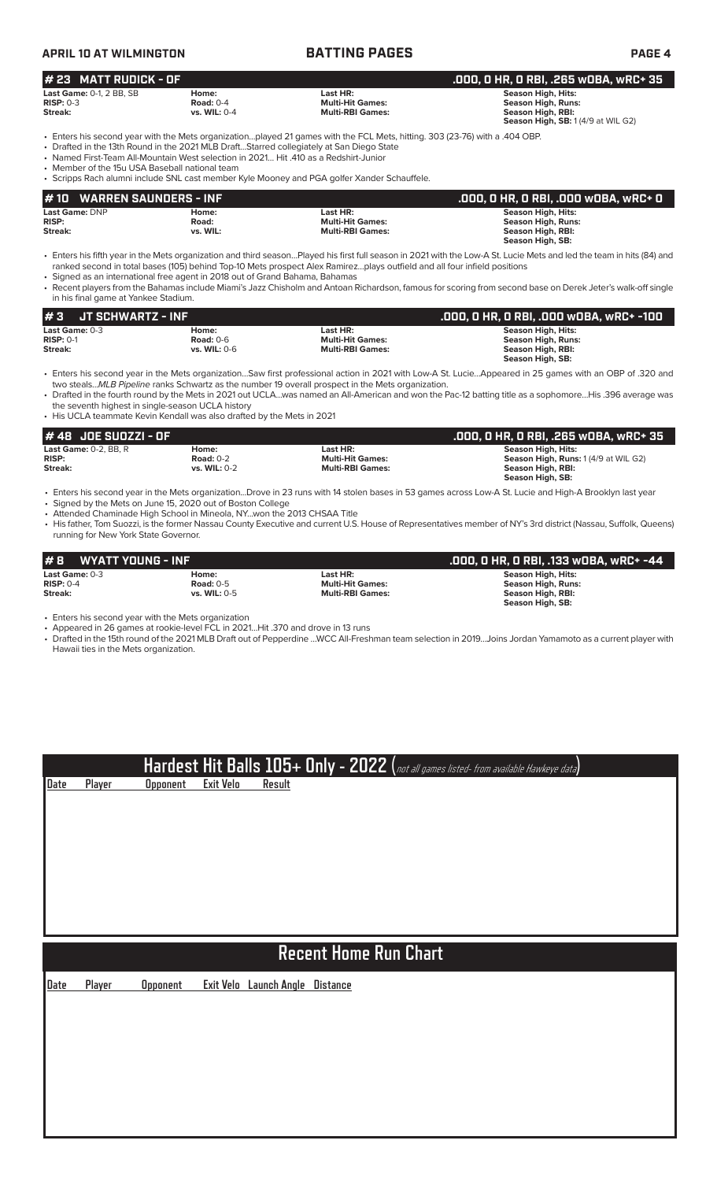## # 23 MATT RUDICK - OF

**.000, 0 HR, 0 RBI, .265 wOBA, wRC+ 35**

| | | | |
|---|---|---|---|
| **Last Game:** 0-1, 2 BB, SB | **Home:** | **Last HR:** | **Season High, Hits:** |
| **RISP:** 0-3 | **Road:** 0-4 | **Multi-Hit Games:** | **Season High, Runs:** |
| **Streak:** | **vs. WIL:** 0-4 | **Multi-RBI Games:** | **Season High, RBI:** |
| | | | **Season High, SB:** 1 (4/9 at WIL G2) |

- Enters his second year with the Mets organization...played 21 games with the FCL Mets, hitting. 303 (23-76) with a .404 OBP.
- Drafted in the 13th Round in the 2021 MLB Draft...Starred collegiately at San Diego State
- Named First-Team All-Mountain West selection in 2021... Hit .410 as a Redshirt-Junior
- Member of the 15u USA Baseball national team
- Scripps Rach alumni include SNL cast member Kyle Mooney and PGA golfer Xander Schauffele.

## # 10 WARREN SAUNDERS - INF

**.000, 0 HR, 0 RBI, .000 wOBA, wRC+ 0**

| | | | |
|---|---|---|---|
| **Last Game:** DNP | **Home:** | **Last HR:** | **Season High, Hits:** |
| **RISP:** | **Road:** | **Multi-Hit Games:** | **Season High, Runs:** |
| **Streak:** | **vs. WIL:** | **Multi-RBI Games:** | **Season High, RBI:** |
| | | | **Season High, SB:** |

- Enters his fifth year in the Mets organization and third season...Played his first full season in 2021 with the Low-A St. Lucie Mets and led the team in hits (84) and ranked second in total bases (105) behind Top-10 Mets prospect Alex Ramirez...plays outfield and all four infield positions
- Signed as an international free agent in 2018 out of Grand Bahama, Bahamas
- Recent players from the Bahamas include Miami's Jazz Chisholm and Antoan Richardson, famous for scoring from second base on Derek Jeter's walk-off single in his final game at Yankee Stadium.

## # 3 JT SCHWARTZ - INF

**.000, 0 HR, 0 RBI, .000 wOBA, wRC+ -100**

| | | | |
|---|---|---|---|
| **Last Game:** 0-3 | **Home:** | **Last HR:** | **Season High, Hits:** |
| **RISP:** 0-1 | **Road:** 0-6 | **Multi-Hit Games:** | **Season High, Runs:** |
| **Streak:** | **vs. WIL:** 0-6 | **Multi-RBI Games:** | **Season High, RBI:** |
| | | | **Season High, SB:** |

- Enters his second year in the Mets organization...Saw first professional action in 2021 with Low-A St. Lucie...Appeared in 25 games with an OBP of .320 and two steals...*MLB Pipeline* ranks Schwartz as the number 19 overall prospect in the Mets organization.
- Drafted in the fourth round by the Mets in 2021 out UCLA...was named an All-American and won the Pac-12 batting title as a sophomore...His .396 average was the seventh highest in single-season UCLA history
- His UCLA teammate Kevin Kendall was also drafted by the Mets in 2021

## # 48 JOE SUOZZI - OF

**.000, 0 HR, 0 RBI, .265 wOBA, wRC+ 35**

| | | | |
|---|---|---|---|
| **Last Game:** 0-2, BB, R | **Home:** | **Last HR:** | **Season High, Hits:** |
| **RISP:** | **Road:** 0-2 | **Multi-Hit Games:** | **Season High, Runs:** 1 (4/9 at WIL G2) |
| **Streak:** | **vs. WIL:** 0-2 | **Multi-RBI Games:** | **Season High, RBI:** |
| | | | **Season High, SB:** |

- Enters his second year in the Mets organization...Drove in 23 runs with 14 stolen bases in 53 games across Low-A St. Lucie and High-A Brooklyn last year
- Signed by the Mets on June 15, 2020 out of Boston College
- Attended Chaminade High School in Mineola, NY...won the 2013 CHSAA Title
- His father, Tom Suozzi, is the former Nassau County Executive and current U.S. House of Representatives member of NY's 3rd district (Nassau, Suffolk, Queens) running for New York State Governor.

## # 8 WYATT YOUNG - INF

**.000, 0 HR, 0 RBI, .133 wOBA, wRC+ -44**

| | | | |
|---|---|---|---|
| **Last Game:** 0-3 | **Home:** | **Last HR:** | **Season High, Hits:** |
| **RISP:** 0-4 | **Road:** 0-5 | **Multi-Hit Games:** | **Season High, Runs:** |
| **Streak:** | **vs. WIL:** 0-5 | **Multi-RBI Games:** | **Season High, RBI:** |
| | | | **Season High, SB:** |

- Enters his second year with the Mets organization
- Appeared in 26 games at rookie-level FCL in 2021...Hit .370 and drove in 13 runs
- Drafted in the 15th round of the 2021 MLB Draft out of Pepperdine ...WCC All-Freshman team selection in 2019...Joins Jordan Yamamoto as a current player with Hawaii ties in the Mets organization.

## Hardest Hit Balls 105+ Only - 2022 (*not all games listed- from available Hawkeye data*)

| Date | Player | Opponent | Exit Velo | Result |
|---|---|---|---|---|

## Recent Home Run Chart

| Date | Player | Opponent | Exit Velo | Launch Angle | Distance |
|---|---|---|---|---|---|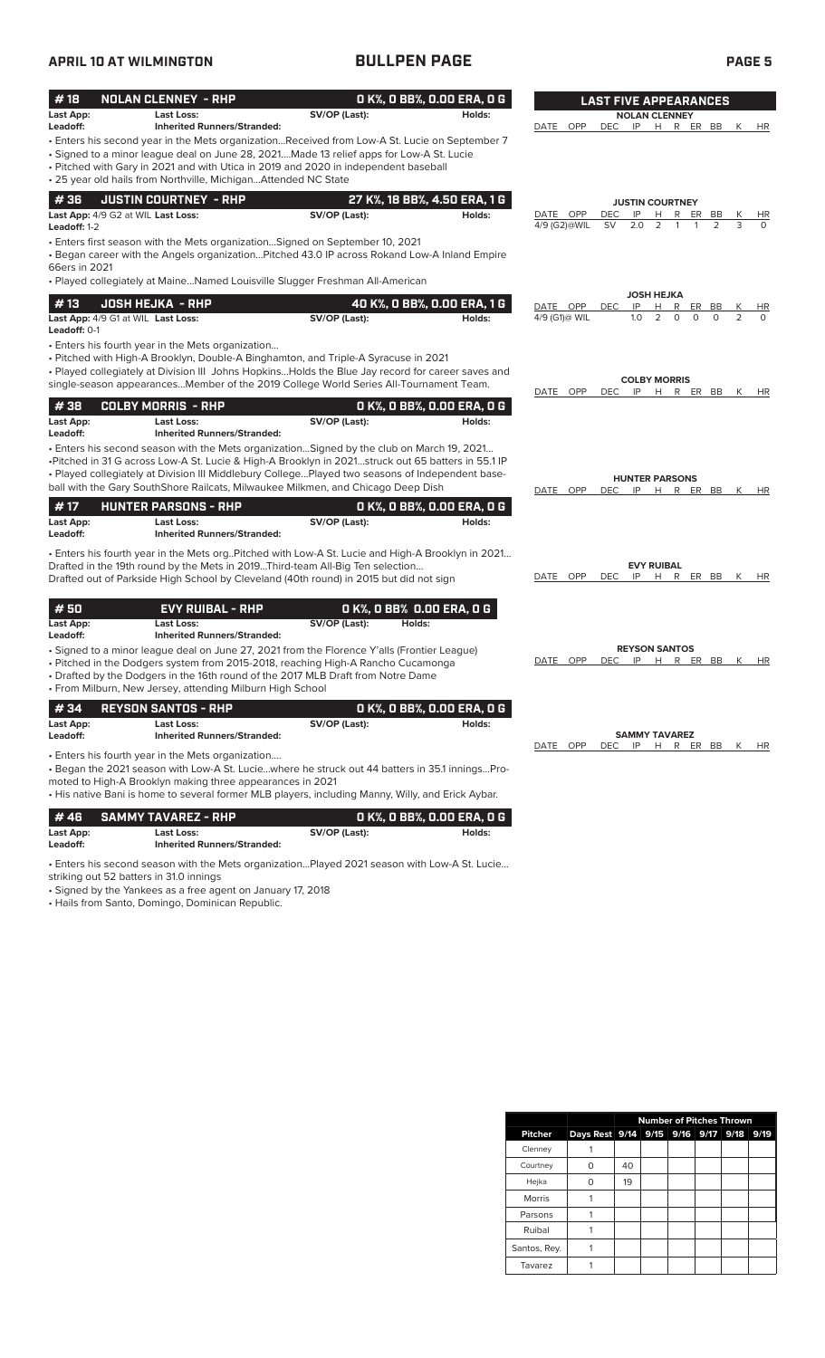# BULLPEN PAGE

APRIL 10 AT WILMINGTON

## #18 NOLAN CLENNEY - RHP — 0 K%, 0 BB%, 0.00 ERA, 0 G

**Last App:** **Last Loss:** **SV/OP (Last):** **Holds:**
**Leadoff:** **Inherited Runners/Stranded:**

- Enters his second year in the Mets organization...Received from Low-A St. Lucie on September 7
- Signed to a minor league deal on June 28, 2021....Made 13 relief apps for Low-A St. Lucie
- Pitched with Gary in 2021 and with Utica in 2019 and 2020 in independent baseball
- 25 year old hails from Northville, Michigan...Attended NC State

## #36 JUSTIN COURTNEY - RHP — 27 K%, 18 BB%, 4.50 ERA, 1 G

**Last App:** 4/9 G2 at WIL **Last Loss:** **SV/OP (Last):** **Holds:**
**Leadoff:** 1-2

- Enters first season with the Mets organization...Signed on September 10, 2021
- Began career with the Angels organization...Pitched 43.0 IP across Rokand Low-A Inland Empire 66ers in 2021
- Played collegiately at Maine...Named Louisville Slugger Freshman All-American

## #13 JOSH HEJKA - RHP — 40 K%, 0 BB%, 0.00 ERA, 1 G

**Last App:** 4/9 G1 at WIL **Last Loss:** **SV/OP (Last):** **Holds:**
**Leadoff:** 0-1

- Enters his fourth year in the Mets organization...
- Pitched with High-A Brooklyn, Double-A Binghamton, and Triple-A Syracuse in 2021
- Played collegiately at Division III Johns Hopkins...Holds the Blue Jay record for career saves and single-season appearances...Member of the 2019 College World Series All-Tournament Team.

## #38 COLBY MORRIS - RHP — 0 K%, 0 BB%, 0.00 ERA, 0 G

**Last App:** **Last Loss:** **SV/OP (Last):** **Holds:**
**Leadoff:** **Inherited Runners/Stranded:**

- Enters his second season with the Mets organization...Signed by the club on March 19, 2021...
- Pitched in 31 G across Low-A St. Lucie & High-A Brooklyn in 2021...struck out 65 batters in 55.1 IP
- Played collegiately at Division III Middlebury College...Played two seasons of Independent baseball with the Gary SouthShore Railcats, Milwaukee Milkmen, and Chicago Deep Dish

## #17 HUNTER PARSONS - RHP — 0 K%, 0 BB%, 0.00 ERA, 0 G

**Last App:** **Last Loss:** **SV/OP (Last):** **Holds:**
**Leadoff:** **Inherited Runners/Stranded:**

- Enters his fourth year in the Mets org..Pitched with Low-A St. Lucie and High-A Brooklyn in 2021... Drafted in the 19th round by the Mets in 2019...Third-team All-Big Ten selection... Drafted out of Parkside High School by Cleveland (40th round) in 2015 but did not sign

## #50 EVY RUIBAL - RHP — 0 K%, 0 BB% 0.00 ERA, 0 G

**Last App:** **Last Loss:** **SV/OP (Last):** **Holds:**
**Leadoff:** **Inherited Runners/Stranded:**

- Signed to a minor league deal on June 27, 2021 from the Florence Y'alls (Frontier League)
- Pitched in the Dodgers system from 2015-2018, reaching High-A Rancho Cucamonga
- Drafted by the Dodgers in the 16th round of the 2017 MLB Draft from Notre Dame
- From Milburn, New Jersey, attending Milburn High School

## #34 REYSON SANTOS - RHP — 0 K%, 0 BB%, 0.00 ERA, 0 G

**Last App:** **Last Loss:** **SV/OP (Last):** **Holds:**
**Leadoff:** **Inherited Runners/Stranded:**

- Enters his fourth year in the Mets organization....
- Began the 2021 season with Low-A St. Lucie...where he struck out 44 batters in 35.1 innings...Promoted to High-A Brooklyn making three appearances in 2021
- His native Bani is home to several former MLB players, including Manny, Willy, and Erick Aybar.

## #46 SAMMY TAVAREZ - RHP — 0 K%, 0 BB%, 0.00 ERA, 0 G

**Last App:** **Last Loss:** **SV/OP (Last):** **Holds:**
**Leadoff:** **Inherited Runners/Stranded:**

- Enters his second season with the Mets organization...Played 2021 season with Low-A St. Lucie... striking out 52 batters in 31.0 innings
- Signed by the Yankees as a free agent on January 17, 2018
- Hails from Santo, Domingo, Dominican Republic.

## LAST FIVE APPEARANCES

### NOLAN CLENNEY

| DATE | OPP | DEC | IP | H | R | ER | BB | K | HR |
|---|---|---|---|---|---|---|---|---|---|

### JUSTIN COURTNEY

| DATE | OPP | DEC | IP | H | R | ER | BB | K | HR |
|---|---|---|---|---|---|---|---|---|---|
| 4/9 (G2) | @WIL | SV | 2.0 | 2 | 1 | 1 | 2 | 3 | 0 |

### JOSH HEJKA

| DATE | OPP | DEC | IP | H | R | ER | BB | K | HR |
|---|---|---|---|---|---|---|---|---|---|
| 4/9 (G1) | @ WIL | | 1.0 | 2 | 0 | 0 | 0 | 2 | 0 |

### COLBY MORRIS

| DATE | OPP | DEC | IP | H | R | ER | BB | K | HR |
|---|---|---|---|---|---|---|---|---|---|

### HUNTER PARSONS

| DATE | OPP | DEC | IP | H | R | ER | BB | K | HR |
|---|---|---|---|---|---|---|---|---|---|

### EVY RUIBAL

| DATE | OPP | DEC | IP | H | R | ER | BB | K | HR |
|---|---|---|---|---|---|---|---|---|---|

### REYSON SANTOS

| DATE | OPP | DEC | IP | H | R | ER | BB | K | HR |
|---|---|---|---|---|---|---|---|---|---|

### SAMMY TAVAREZ

| DATE | OPP | DEC | IP | H | R | ER | BB | K | HR |
|---|---|---|---|---|---|---|---|---|---|

## Number of Pitches Thrown

| Pitcher | Days Rest | 9/14 | 9/15 | 9/16 | 9/17 | 9/18 | 9/19 |
|---|---|---|---|---|---|---|---|
| Clenney | 1 | | | | | | |
| Courtney | 0 | 40 | | | | | |
| Hejka | 0 | 19 | | | | | |
| Morris | 1 | | | | | | |
| Parsons | 1 | | | | | | |
| Ruibal | 1 | | | | | | |
| Santos, Rey. | 1 | | | | | | |
| Tavarez | 1 | | | | | | |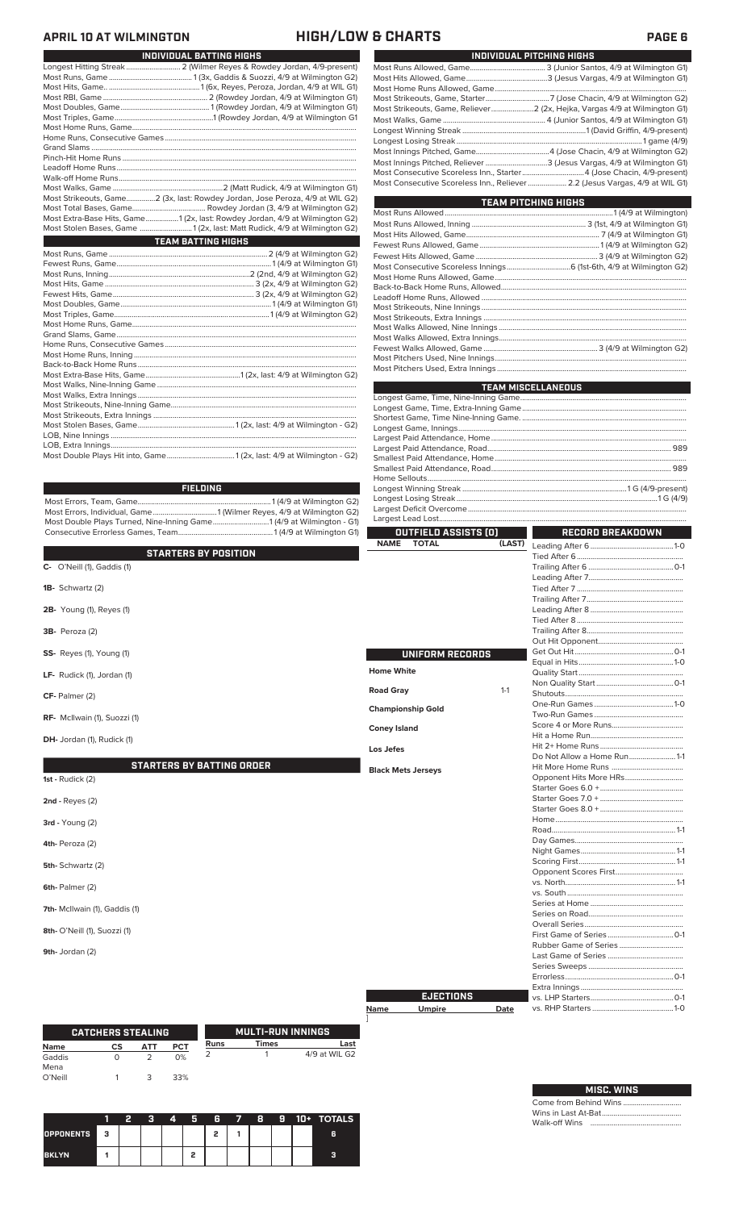# APRIL 10 AT WILMINGTON — HIGH/LOW & CHARTS

## INDIVIDUAL BATTING HIGHS

| | |
|---|---|
| Longest Hitting Streak | 2 (Wilmer Reyes & Rowdey Jordan, 4/9-present) |
| Most Runs, Game | 1 (3x, Gaddis & Suozzi, 4/9 at Wilmington G2) |
| Most Hits, Game. | 1 (6x, Reyes, Peroza, Jordan, 4/9 at WIL G1) |
| Most RBI, Game | 2 (Rowdey Jordan, 4/9 at Wilmington G1) |
| Most Doubles, Game | 1 (Rowdey Jordan, 4/9 at Wilmington G1) |
| Most Triples, Game | 1 (Rowdey Jordan, 4/9 at Wilmington G1 |
| Most Home Runs, Game | |
| Home Runs, Consecutive Games | |
| Grand Slams | |
| Pinch-Hit Home Runs | |
| Leadoff Home Runs | |
| Walk-off Home Runs | |
| Most Walks, Game | 2 (Matt Rudick, 4/9 at Wilmington G1) |
| Most Strikeouts, Game | 2 (3x, last: Rowdey Jordan, Jose Peroza, 4/9 at WIL G2) |
| Most Total Bases, Game | Rowdey Jordan (3, 4/9 at Wilmington G2) |
| Most Extra-Base Hits, Game | 1 (2x, last: Rowdey Jordan, 4/9 at Wilmington G2) |
| Most Stolen Bases, Game | 1 (2x, last: Matt Rudick, 4/9 at Wilmington G2) |

## TEAM BATTING HIGHS

| | |
|---|---|
| Most Runs, Game | 2 (4/9 at Wilmington G2) |
| Fewest Runs, Game | 1 (4/9 at Wilmington G1) |
| Most Runs, Inning | 2 (2nd, 4/9 at Wilmington G2) |
| Most Hits, Game | 3 (2x, 4/9 at Wilmington G2) |
| Fewest Hits, Game | 3 (2x, 4/9 at Wilmington G2) |
| Most Doubles, Game | 1 (4/9 at Wilmington G1) |
| Most Triples, Game | 1 (4/9 at Wilmington G2) |
| Most Home Runs, Game | |
| Grand Slams, Game | |
| Home Runs, Consecutive Games | |
| Most Home Runs, Inning | |
| Back-to-Back Home Runs | |
| Most Extra-Base Hits, Game | 1 (2x, last: 4/9 at Wilmington G2) |
| Most Walks, Nine-Inning Game | |
| Most Walks, Extra Innings | |
| Most Strikeouts, Nine-Inning Game | |
| Most Strikeouts, Extra Innings | |
| Most Stolen Bases, Game | 1 (2x, last: 4/9 at Wilmington - G2) |
| LOB, Nine Innings | |
| LOB, Extra Innings | |
| Most Double Plays Hit into, Game | 1 (2x, last: 4/9 at Wilmington - G2) |

## FIELDING

| | |
|---|---|
| Most Errors, Team, Game | 1 (4/9 at Wilmington G2) |
| Most Errors, Individual, Game | 1 (Wilmer Reyes, 4/9 at Wilmington G2) |
| Most Double Plays Turned, Nine-Inning Game | 1 (4/9 at Wilmington - G1) |
| Consecutive Errorless Games, Team | 1 (4/9 at Wilmington G1) |

## STARTERS BY POSITION

**C-** O'Neill (1), Gaddis (1)

**1B-** Schwartz (2)

**2B-** Young (1), Reyes (1)

**3B-** Peroza (2)

**SS-** Reyes (1), Young (1)

**LF-** Rudick (1), Jordan (1)

**CF-** Palmer (2)

**RF-** McIlwain (1), Suozzi (1)

**DH-** Jordan (1), Rudick (1)

## STARTERS BY BATTING ORDER

**1st -** Rudick (2)

**2nd -** Reyes (2)

**3rd -** Young (2)

**4th-** Peroza (2)

**5th-** Schwartz (2)

**6th-** Palmer (2)

**7th-** McIlwain (1), Gaddis (1)

**8th-** O'Neill (1), Suozzi (1)

**9th-** Jordan (2)

## INDIVIDUAL PITCHING HIGHS

| | |
|---|---|
| Most Runs Allowed, Game | 3 (Junior Santos, 4/9 at Wilmington G1) |
| Most Hits Allowed, Game | 3 (Jesus Vargas, 4/9 at Wilmington G1) |
| Most Home Runs Allowed, Game | |
| Most Strikeouts, Game, Starter | 7 (Jose Chacin, 4/9 at Wilmington G2) |
| Most Strikeouts, Game, Reliever | 2 (2x, Hejka, Vargas 4/9 at Wilmington G1) |
| Most Walks, Game | 4 (Junior Santos, 4/9 at Wilmington G1) |
| Longest Winning Streak | 1 (David Griffin, 4/9-present) |
| Longest Losing Streak | 1 game (4/9) |
| Most Innings Pitched, Game | 4 (Jose Chacin, 4/9 at Wilmington G2) |
| Most Innings Pitched, Reliever | 3 (Jesus Vargas, 4/9 at Wilmington G1) |
| Most Consecutive Scoreless Inn., Starter | 4 (Jose Chacin, 4/9-present) |
| Most Consecutive Scoreless Inn., Reliever | 2.2 (Jesus Vargas, 4/9 at WIL G1) |

## TEAM PITCHING HIGHS

| | |
|---|---|
| Most Runs Allowed | 1 (4/9 at Wilmington) |
| Most Runs Allowed, Inning | 3 (1st, 4/9 at Wilmington G1) |
| Most Hits Allowed, Game | 7 (4/9 at Wilmington G1) |
| Fewest Runs Allowed, Game | 1 (4/9 at Wilmington G2) |
| Fewest Hits Allowed, Game | 3 (4/9 at Wilmington G2) |
| Most Consecutive Scoreless Innings | 6 (1st-6th, 4/9 at Wilmington G2) |
| Most Home Runs Allowed, Game | |
| Back-to-Back Home Runs, Allowed | |
| Leadoff Home Runs, Allowed | |
| Most Strikeouts, Nine Innings | |
| Most Strikeouts, Extra Innings | |
| Most Walks Allowed, Nine Innings | |
| Most Walks Allowed, Extra Innings | |
| Fewest Walks Allowed, Game | 3 (4/9 at Wilmington G2) |
| Most Pitchers Used, Nine Innings | |
| Most Pitchers Used, Extra Innings | |

## TEAM MISCELLANEOUS

| | |
|---|---|
| Longest Game, Time, Nine-Inning Game | |
| Longest Game, Time, Extra-Inning Game | |
| Shortest Game, Time Nine-Inning Game. | |
| Longest Game, Innings | |
| Largest Paid Attendance, Home | |
| Largest Paid Attendance, Road | 989 |
| Smallest Paid Attendance, Home | |
| Smallest Paid Attendance, Road | 989 |
| Home Sellouts | |
| Longest Winning Streak | 1 G (4/9-present) |
| Longest Losing Streak | 1 G (4/9) |
| Largest Deficit Overcome | |
| Largest Lead Lost | |

## OUTFIELD ASSISTS (0)

| NAME | TOTAL | (LAST) |
|---|---|---|

## UNIFORM RECORDS

| | |
|---|---|
| Home White | |
| Road Gray | 1-1 |
| Championship Gold | |
| Coney Island | |
| Los Jefes | |
| Black Mets Jerseys | |

## RECORD BREAKDOWN

| | |
|---|---|
| Leading After 6 | 1-0 |
| Tied After 6 | |
| Trailing After 6 | 0-1 |
| Leading After 7 | |
| Tied After 7 | |
| Trailing After 7 | |
| Leading After 8 | |
| Tied After 8 | |
| Trailing After 8 | |
| Out Hit Opponent | |
| Get Out Hit | 0-1 |
| Equal in Hits | 1-0 |
| Quality Start | |
| Non Quality Start | 0-1 |
| Shutouts | |
| One-Run Games | 1-0 |
| Two-Run Games | |
| Score 4 or More Runs | |
| Hit a Home Run | |
| Hit 2+ Home Runs | |
| Do Not Allow a Home Run | 1-1 |
| Hit More Home Runs | |
| Opponent Hits More HRs | |
| Starter Goes 6.0 + | |
| Starter Goes 7.0 + | |
| Starter Goes 8.0 + | |
| Home | |
| Road | 1-1 |
| Day Games | |
| Night Games | 1-1 |
| Scoring First | 1-1 |
| Opponent Scores First | |
| vs. North | 1-1 |
| vs. South | |
| Series at Home | |
| Series on Road | |
| Overall Series | |
| First Game of Series | 0-1 |
| Rubber Game of Series | |
| Last Game of Series | |
| Series Sweeps | |
| Errorless | 0-1 |
| Extra Innings | |
| vs. LHP Starters | 0-1 |
| vs. RHP Starters | 1-0 |

## EJECTIONS

| Name | Umpire | Date |
|---|---|---|

## CATCHERS STEALING

| Name | CS | ATT | PCT |
|---|---|---|---|
| Gaddis | 0 | 2 | 0% |
| Mena | | | |
| O'Neill | 1 | 3 | 33% |

## MULTI-RUN INNINGS

| Runs | Times | Last |
|---|---|---|
| 2 | 1 | 4/9 at WIL G2 |

## MISC. WINS

| | |
|---|---|
| Come from Behind Wins | |
| Wins in Last At-Bat | |
| Walk-off Wins | |

| | 1 | 2 | 3 | 4 | 5 | 6 | 7 | 8 | 9 | 10+ | TOTALS |
|---|---|---|---|---|---|---|---|---|---|---|---|
| OPPONENTS | 3 | | | | | 2 | 1 | | | | 6 |
| BKLYN | 1 | | | | 2 | | | | | | 3 |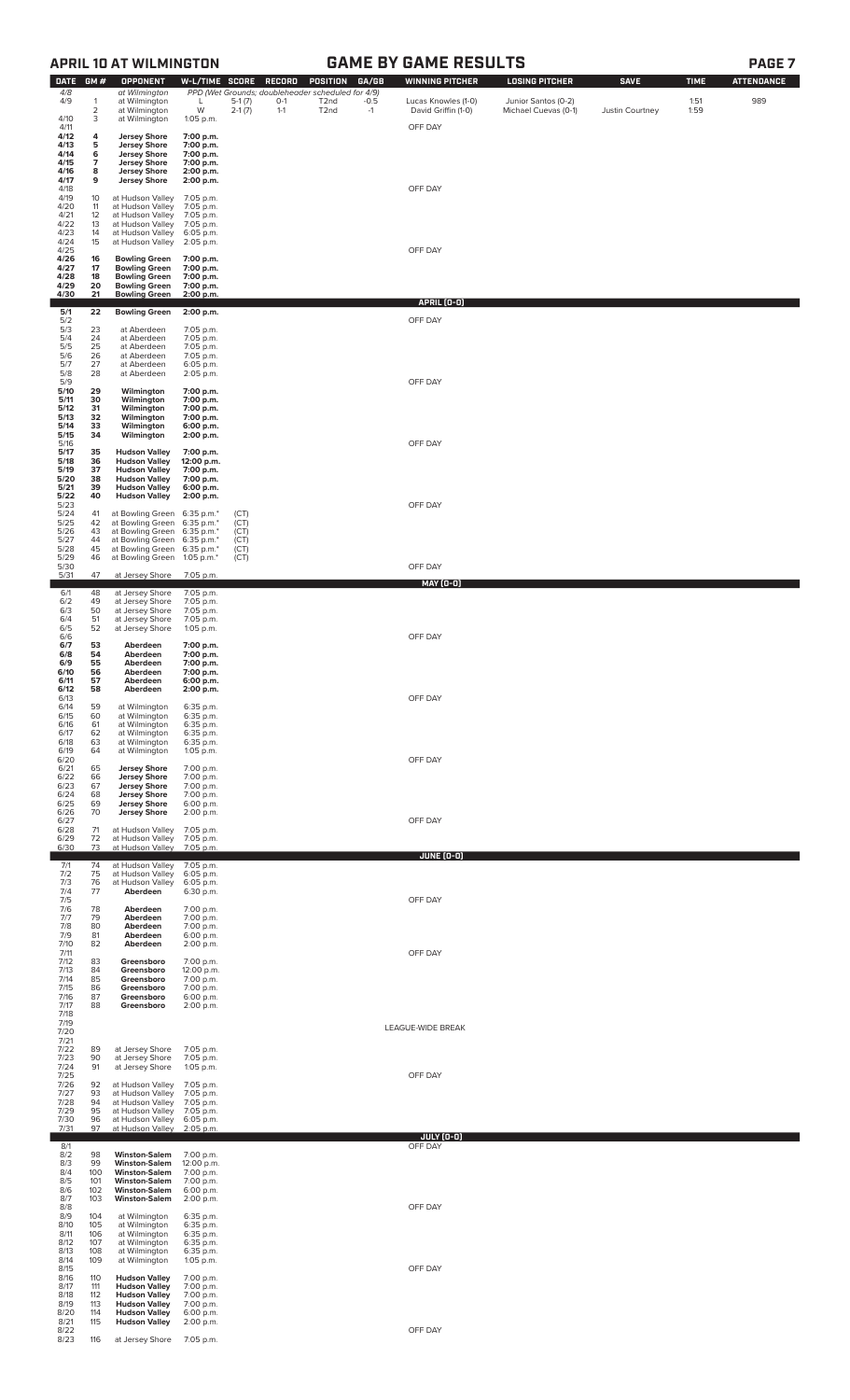## APRIL 10 AT WILMINGTON — GAME BY GAME RESULTS

| DATE | GM # | OPPONENT | W-L/TIME | SCORE | RECORD | POSITION | GA/GB | WINNING PITCHER | LOSING PITCHER | SAVE | TIME | ATTENDANCE |
|---|---|---|---|---|---|---|---|---|---|---|---|---|
| 4/8 | | at Wilmington | PPD (Wet Grounds; doubleheader scheduled for 4/9) | | | | | | | | | |
| 4/9 | 1 | at Wilmington | L | 5-1 (7) | 0-1 | T2nd | -0.5 | Lucas Knowles (1-0) | Junior Santos (0-2) | | 1:51 | 989 |
| | 2 | at Wilmington | W | 2-1 (7) | 1-1 | T2nd | -1 | David Griffin (1-0) | Michael Cuevas (0-1) | Justin Courtney | 1:59 | |
| 4/10 | 3 | at Wilmington | 1:05 p.m. | | | | | | | | | |
| 4/11 | | | | | | | | OFF DAY | | | | |
| 4/12 | 4 | **Jersey Shore** | 7:00 p.m. | | | | | | | | | |
| 4/13 | 5 | **Jersey Shore** | 7:00 p.m. | | | | | | | | | |
| 4/14 | 6 | **Jersey Shore** | 7:00 p.m. | | | | | | | | | |
| 4/15 | 7 | **Jersey Shore** | 7:00 p.m. | | | | | | | | | |
| 4/16 | 8 | **Jersey Shore** | 2:00 p.m. | | | | | | | | | |
| 4/17 | 9 | **Jersey Shore** | 2:00 p.m. | | | | | | | | | |
| 4/18 | | | | | | | | OFF DAY | | | | |
| 4/19 | 10 | at Hudson Valley | 7:05 p.m. | | | | | | | | | |
| 4/20 | 11 | at Hudson Valley | 7:05 p.m. | | | | | | | | | |
| 4/21 | 12 | at Hudson Valley | 7:05 p.m. | | | | | | | | | |
| 4/22 | 13 | at Hudson Valley | 7:05 p.m. | | | | | | | | | |
| 4/23 | 14 | at Hudson Valley | 6:05 p.m. | | | | | | | | | |
| 4/24 | 15 | at Hudson Valley | 2:05 p.m. | | | | | | | | | |
| 4/25 | | | | | | | | OFF DAY | | | | |
| 4/26 | 16 | **Bowling Green** | 7:00 p.m. | | | | | | | | | |
| 4/27 | 17 | **Bowling Green** | 7:00 p.m. | | | | | | | | | |
| 4/28 | 18 | **Bowling Green** | 7:00 p.m. | | | | | | | | | |
| 4/29 | 20 | **Bowling Green** | 7:00 p.m. | | | | | | | | | |
| 4/30 | 21 | **Bowling Green** | 2:00 p.m. | | | | | | | | | |
| | | | | | | | | **APRIL (0-0)** | | | | |
| 5/1 | 22 | **Bowling Green** | 2:00 p.m. | | | | | | | | | |
| 5/2 | | | | | | | | OFF DAY | | | | |
| 5/3 | 23 | at Aberdeen | 7:05 p.m. | | | | | | | | | |
| 5/4 | 24 | at Aberdeen | 7:05 p.m. | | | | | | | | | |
| 5/5 | 25 | at Aberdeen | 7:05 p.m. | | | | | | | | | |
| 5/6 | 26 | at Aberdeen | 7:05 p.m. | | | | | | | | | |
| 5/7 | 27 | at Aberdeen | 6:05 p.m. | | | | | | | | | |
| 5/8 | 28 | at Aberdeen | 2:05 p.m. | | | | | | | | | |
| 5/9 | | | | | | | | OFF DAY | | | | |
| 5/10 | 29 | **Wilmington** | 7:00 p.m. | | | | | | | | | |
| 5/11 | 30 | **Wilmington** | 7:00 p.m. | | | | | | | | | |
| 5/12 | 31 | **Wilmington** | 7:00 p.m. | | | | | | | | | |
| 5/13 | 32 | **Wilmington** | 7:00 p.m. | | | | | | | | | |
| 5/14 | 33 | **Wilmington** | 6:00 p.m. | | | | | | | | | |
| 5/15 | 34 | **Wilmington** | 2:00 p.m. | | | | | | | | | |
| 5/16 | | | | | | | | OFF DAY | | | | |
| 5/17 | 35 | **Hudson Valley** | 7:00 p.m. | | | | | | | | | |
| 5/18 | 36 | **Hudson Valley** | 12:00 p.m. | | | | | | | | | |
| 5/19 | 37 | **Hudson Valley** | 7:00 p.m. | | | | | | | | | |
| 5/20 | 38 | **Hudson Valley** | 7:00 p.m. | | | | | | | | | |
| 5/21 | 39 | **Hudson Valley** | 6:00 p.m. | | | | | | | | | |
| 5/22 | 40 | **Hudson Valley** | 2:00 p.m. | | | | | | | | | |
| 5/23 | | | | | | | | OFF DAY | | | | |
| 5/24 | 41 | at Bowling Green | 6:35 p.m.* | (CT) | | | | | | | | |
| 5/25 | 42 | at Bowling Green | 6:35 p.m.* | (CT) | | | | | | | | |
| 5/26 | 43 | at Bowling Green | 6:35 p.m.* | (CT) | | | | | | | | |
| 5/27 | 44 | at Bowling Green | 6:35 p.m.* | (CT) | | | | | | | | |
| 5/28 | 45 | at Bowling Green | 6:35 p.m.* | (CT) | | | | | | | | |
| 5/29 | 46 | at Bowling Green | 1:05 p.m.* | (CT) | | | | | | | | |
| 5/30 | | | | | | | | OFF DAY | | | | |
| 5/31 | 47 | at Jersey Shore | 7:05 p.m. | | | | | | | | | |
| | | | | | | | | **MAY (0-0)** | | | | |
| 6/1 | 48 | at Jersey Shore | 7:05 p.m. | | | | | | | | | |
| 6/2 | 49 | at Jersey Shore | 7:05 p.m. | | | | | | | | | |
| 6/3 | 50 | at Jersey Shore | 7:05 p.m. | | | | | | | | | |
| 6/4 | 51 | at Jersey Shore | 7:05 p.m. | | | | | | | | | |
| 6/5 | 52 | at Jersey Shore | 1:05 p.m. | | | | | | | | | |
| 6/6 | | | | | | | | OFF DAY | | | | |
| 6/7 | 53 | **Aberdeen** | 7:00 p.m. | | | | | | | | | |
| 6/8 | 54 | **Aberdeen** | 7:00 p.m. | | | | | | | | | |
| 6/9 | 55 | **Aberdeen** | 7:00 p.m. | | | | | | | | | |
| 6/10 | 56 | **Aberdeen** | 7:00 p.m. | | | | | | | | | |
| 6/11 | 57 | **Aberdeen** | 6:00 p.m. | | | | | | | | | |
| 6/12 | 58 | **Aberdeen** | 2:00 p.m. | | | | | | | | | |
| 6/13 | | | | | | | | OFF DAY | | | | |
| 6/14 | 59 | at Wilmington | 6:35 p.m. | | | | | | | | | |
| 6/15 | 60 | at Wilmington | 6:35 p.m. | | | | | | | | | |
| 6/16 | 61 | at Wilmington | 6:35 p.m. | | | | | | | | | |
| 6/17 | 62 | at Wilmington | 6:35 p.m. | | | | | | | | | |
| 6/18 | 63 | at Wilmington | 6:35 p.m. | | | | | | | | | |
| 6/19 | 64 | at Wilmington | 1:05 p.m. | | | | | | | | | |
| 6/20 | | | | | | | | OFF DAY | | | | |
| 6/21 | 65 | **Jersey Shore** | 7:00 p.m. | | | | | | | | | |
| 6/22 | 66 | **Jersey Shore** | 7:00 p.m. | | | | | | | | | |
| 6/23 | 67 | **Jersey Shore** | 7:00 p.m. | | | | | | | | | |
| 6/24 | 68 | **Jersey Shore** | 7:00 p.m. | | | | | | | | | |
| 6/25 | 69 | **Jersey Shore** | 6:00 p.m. | | | | | | | | | |
| 6/26 | 70 | **Jersey Shore** | 2:00 p.m. | | | | | | | | | |
| 6/27 | | | | | | | | OFF DAY | | | | |
| 6/28 | 71 | at Hudson Valley | 7:05 p.m. | | | | | | | | | |
| 6/29 | 72 | at Hudson Valley | 7:05 p.m. | | | | | | | | | |
| 6/30 | 73 | at Hudson Valley | 7:05 p.m. | | | | | | | | | |
| | | | | | | | | **JUNE (0-0)** | | | | |
| 7/1 | 74 | at Hudson Valley | 7:05 p.m. | | | | | | | | | |
| 7/2 | 75 | at Hudson Valley | 6:05 p.m. | | | | | | | | | |
| 7/3 | 76 | at Hudson Valley | 6:05 p.m. | | | | | | | | | |
| 7/4 | 77 | **Aberdeen** | 6:30 p.m. | | | | | | | | | |
| 7/5 | | | | | | | | OFF DAY | | | | |
| 7/6 | 78 | **Aberdeen** | 7:00 p.m. | | | | | | | | | |
| 7/7 | 79 | **Aberdeen** | 7:00 p.m. | | | | | | | | | |
| 7/8 | 80 | **Aberdeen** | 7:00 p.m. | | | | | | | | | |
| 7/9 | 81 | **Aberdeen** | 6:00 p.m. | | | | | | | | | |
| 7/10 | 82 | **Aberdeen** | 2:00 p.m. | | | | | | | | | |
| 7/11 | | | | | | | | OFF DAY | | | | |
| 7/12 | 83 | **Greensboro** | 7:00 p.m. | | | | | | | | | |
| 7/13 | 84 | **Greensboro** | 12:00 p.m. | | | | | | | | | |
| 7/14 | 85 | **Greensboro** | 7:00 p.m. | | | | | | | | | |
| 7/15 | 86 | **Greensboro** | 7:00 p.m. | | | | | | | | | |
| 7/16 | 87 | **Greensboro** | 6:00 p.m. | | | | | | | | | |
| 7/17 | 88 | **Greensboro** | 2:00 p.m. | | | | | | | | | |
| 7/18 | | | | | | | | | | | | |
| 7/19 | | | | | | | | | | | | |
| 7/20 | | | | | | | | LEAGUE-WIDE BREAK | | | | |
| 7/21 | | | | | | | | | | | | |
| 7/22 | 89 | at Jersey Shore | 7:05 p.m. | | | | | | | | | |
| 7/23 | 90 | at Jersey Shore | 7:05 p.m. | | | | | | | | | |
| 7/24 | 91 | at Jersey Shore | 1:05 p.m. | | | | | | | | | |
| 7/25 | | | | | | | | OFF DAY | | | | |
| 7/26 | 92 | at Hudson Valley | 7:05 p.m. | | | | | | | | | |
| 7/27 | 93 | at Hudson Valley | 7:05 p.m. | | | | | | | | | |
| 7/28 | 94 | at Hudson Valley | 7:05 p.m. | | | | | | | | | |
| 7/29 | 95 | at Hudson Valley | 7:05 p.m. | | | | | | | | | |
| 7/30 | 96 | at Hudson Valley | 6:05 p.m. | | | | | | | | | |
| 7/31 | 97 | at Hudson Valley | 2:05 p.m. | | | | | | | | | |
| | | | | | | | | **JULY (0-0)** | | | | |
| 8/1 | | | | | | | | OFF DAY | | | | |
| 8/2 | 98 | **Winston-Salem** | 7:00 p.m. | | | | | | | | | |
| 8/3 | 99 | **Winston-Salem** | 12:00 p.m. | | | | | | | | | |
| 8/4 | 100 | **Winston-Salem** | 7:00 p.m. | | | | | | | | | |
| 8/5 | 101 | **Winston-Salem** | 7:00 p.m. | | | | | | | | | |
| 8/6 | 102 | **Winston-Salem** | 6:00 p.m. | | | | | | | | | |
| 8/7 | 103 | **Winston-Salem** | 2:00 p.m. | | | | | | | | | |
| 8/8 | | | | | | | | OFF DAY | | | | |
| 8/9 | 104 | at Wilmington | 6:35 p.m. | | | | | | | | | |
| 8/10 | 105 | at Wilmington | 6:35 p.m. | | | | | | | | | |
| 8/11 | 106 | at Wilmington | 6:35 p.m. | | | | | | | | | |
| 8/12 | 107 | at Wilmington | 6:35 p.m. | | | | | | | | | |
| 8/13 | 108 | at Wilmington | 6:35 p.m. | | | | | | | | | |
| 8/14 | 109 | at Wilmington | 1:05 p.m. | | | | | | | | | |
| 8/15 | | | | | | | | OFF DAY | | | | |
| 8/16 | 110 | **Hudson Valley** | 7:00 p.m. | | | | | | | | | |
| 8/17 | 111 | **Hudson Valley** | 7:00 p.m. | | | | | | | | | |
| 8/18 | 112 | **Hudson Valley** | 7:00 p.m. | | | | | | | | | |
| 8/19 | 113 | **Hudson Valley** | 7:00 p.m. | | | | | | | | | |
| 8/20 | 114 | **Hudson Valley** | 6:00 p.m. | | | | | | | | | |
| 8/21 | 115 | **Hudson Valley** | 2:00 p.m. | | | | | | | | | |
| 8/22 | | | | | | | | OFF DAY | | | | |
| 8/23 | 116 | at Jersey Shore | 7:05 p.m. | | | | | | | | | |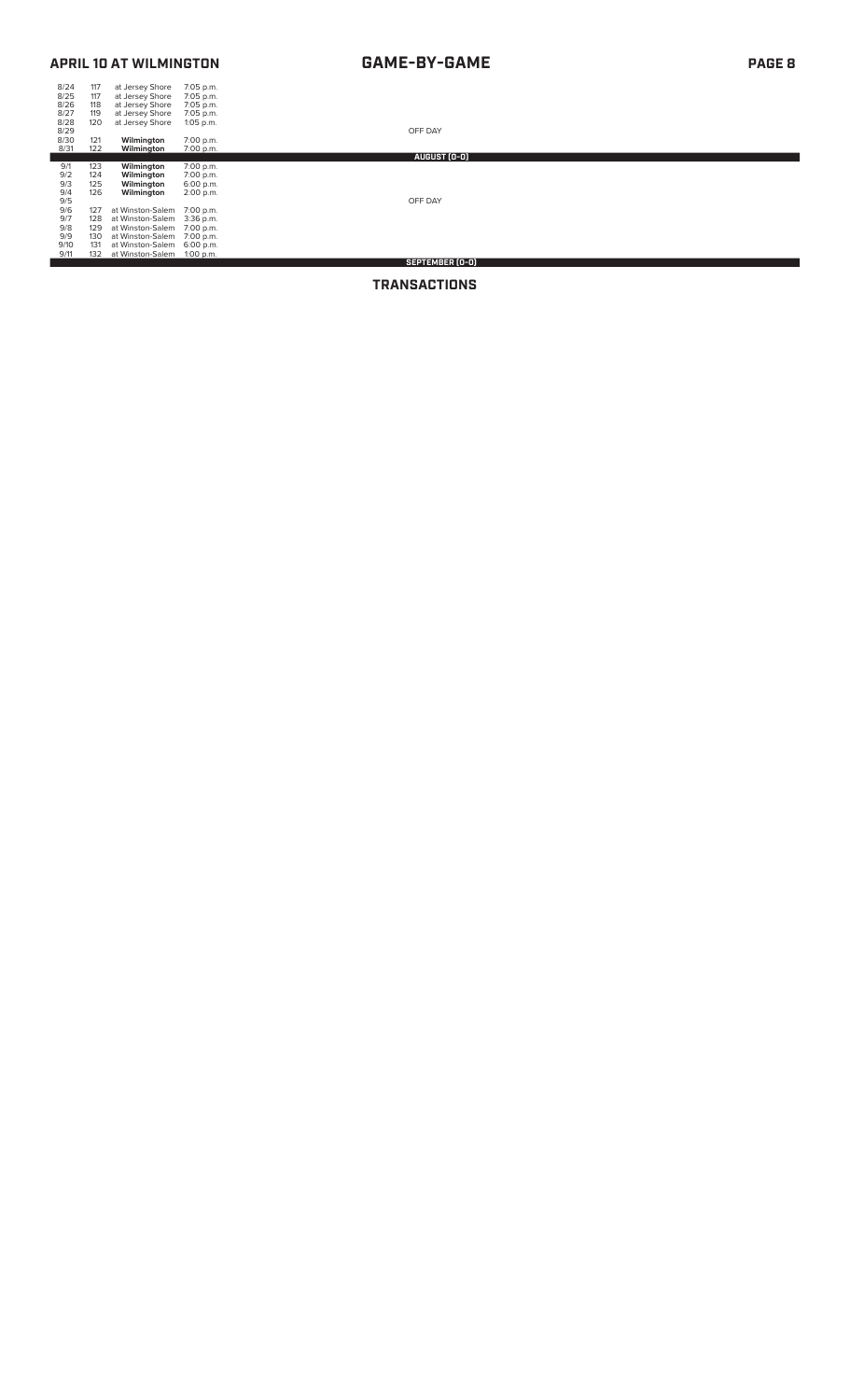## GAME-BY-GAME

| | | | | |
|---|---|---|---|---|
| 8/24 | 117 | at Jersey Shore | 7:05 p.m. | |
| 8/25 | 117 | at Jersey Shore | 7:05 p.m. | |
| 8/26 | 118 | at Jersey Shore | 7:05 p.m. | |
| 8/27 | 119 | at Jersey Shore | 7:05 p.m. | |
| 8/28 | 120 | at Jersey Shore | 1:05 p.m. | |
| 8/29 | | | | OFF DAY |
| 8/30 | 121 | **Wilmington** | 7:00 p.m. | |
| 8/31 | 122 | **Wilmington** | 7:00 p.m. | |
| | | | | **AUGUST (0-0)** |
| 9/1 | 123 | **Wilmington** | 7:00 p.m. | |
| 9/2 | 124 | **Wilmington** | 7:00 p.m. | |
| 9/3 | 125 | **Wilmington** | 6:00 p.m. | |
| 9/4 | 126 | **Wilmington** | 2:00 p.m. | |
| 9/5 | | | | OFF DAY |
| 9/6 | 127 | at Winston-Salem | 7:00 p.m. | |
| 9/7 | 128 | at Winston-Salem | 3:36 p.m. | |
| 9/8 | 129 | at Winston-Salem | 7:00 p.m. | |
| 9/9 | 130 | at Winston-Salem | 7:00 p.m. | |
| 9/10 | 131 | at Winston-Salem | 6:00 p.m. | |
| 9/11 | 132 | at Winston-Salem | 1:00 p.m. | |
| | | | | **SEPTEMBER (0-0)** |

## TRANSACTIONS